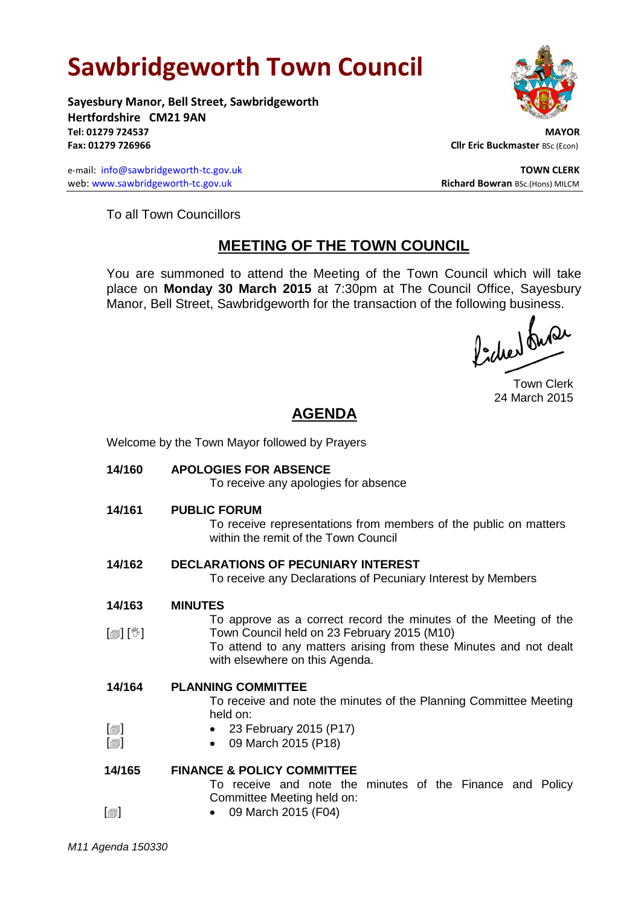# Sawbridgeworth Town Council

**Sayesbury Manor, Bell Street, Sawbridgeworth**
**Hertfordshire CM21 9AN**
**Tel: 01279 724537**
**Fax: 01279 726966**

**MAYOR**
**Cllr Eric Buckmaster** BSc (Econ)

e-mail: info@sawbridgeworth-tc.gov.uk
web: www.sawbridgeworth-tc.gov.uk

**TOWN CLERK**
**Richard Bowran** BSc.(Hons) MILCM

To all Town Councillors

## MEETING OF THE TOWN COUNCIL

You are summoned to attend the Meeting of the Town Council which will take place on **Monday 30 March 2015** at 7:30pm at The Council Office, Sayesbury Manor, Bell Street, Sawbridgeworth for the transaction of the following business.

Town Clerk
24 March 2015

## AGENDA

Welcome by the Town Mayor followed by Prayers

**14/160 APOLOGIES FOR ABSENCE**
To receive any apologies for absence

**14/161 PUBLIC FORUM**
To receive representations from members of the public on matters within the remit of the Town Council

**14/162 DECLARATIONS OF PECUNIARY INTEREST**
To receive any Declarations of Pecuniary Interest by Members

**14/163 MINUTES**
[▤] [✋] To approve as a correct record the minutes of the Meeting of the Town Council held on 23 February 2015 (M10)
To attend to any matters arising from these Minutes and not dealt with elsewhere on this Agenda.

**14/164 PLANNING COMMITTEE**
To receive and note the minutes of the Planning Committee Meeting held on:
- [▤] 23 February 2015 (P17)
- [▤] 09 March 2015 (P18)

**14/165 FINANCE & POLICY COMMITTEE**
To receive and note the minutes of the Finance and Policy Committee Meeting held on:
- [▤] 09 March 2015 (F04)

*M11 Agenda 150330*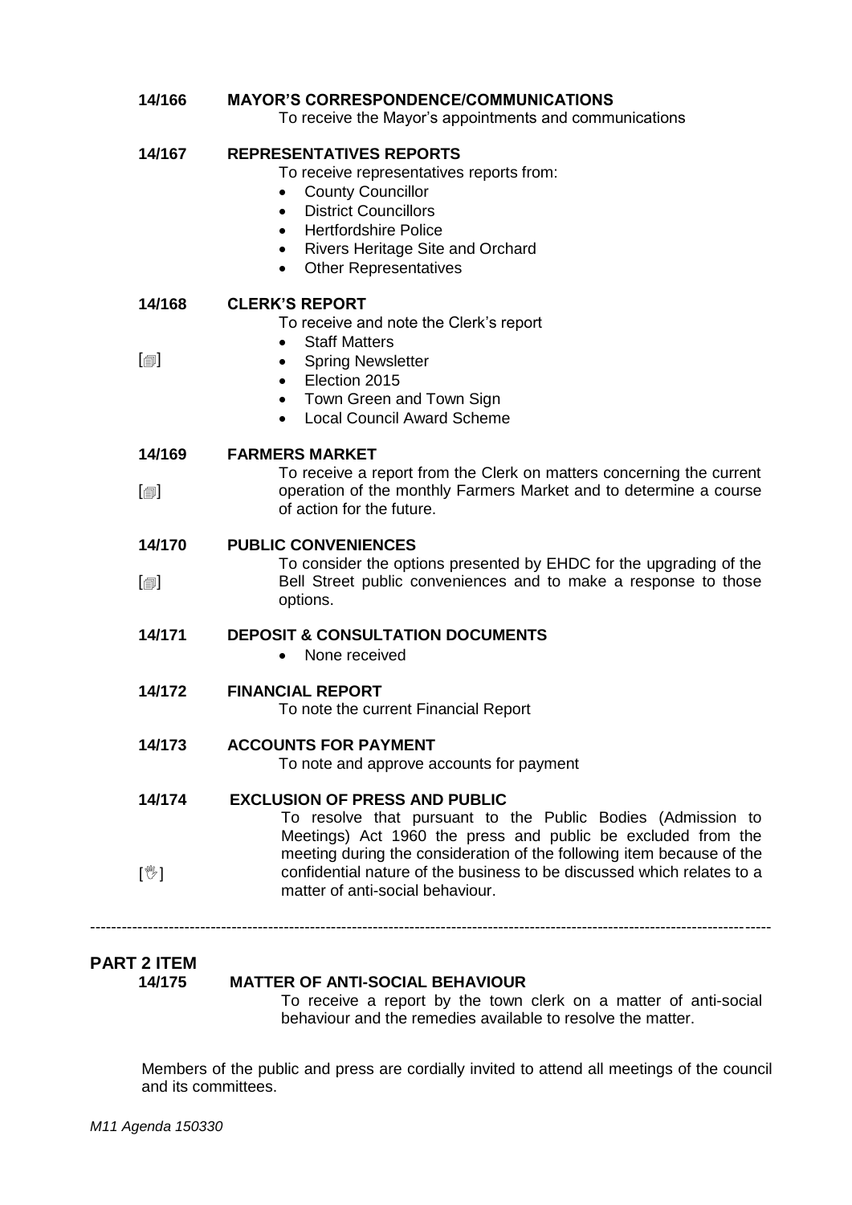**14/166 MAYOR'S CORRESPONDENCE/COMMUNICATIONS**

To receive the Mayor's appointments and communications

**14/167 REPRESENTATIVES REPORTS**

To receive representatives reports from:

- County Councillor
- District Councillors
- Hertfordshire Police
- Rivers Heritage Site and Orchard
- Other Representatives

**14/168 CLERK'S REPORT**

To receive and note the Clerk's report

- Staff Matters
- [🗐] Spring Newsletter
- Election 2015
- Town Green and Town Sign
- Local Council Award Scheme

**14/169 FARMERS MARKET**

[🗐] To receive a report from the Clerk on matters concerning the current operation of the monthly Farmers Market and to determine a course of action for the future.

**14/170 PUBLIC CONVENIENCES**

[🗐] To consider the options presented by EHDC for the upgrading of the Bell Street public conveniences and to make a response to those options.

**14/171 DEPOSIT & CONSULTATION DOCUMENTS**

- None received

**14/172 FINANCIAL REPORT**

To note the current Financial Report

**14/173 ACCOUNTS FOR PAYMENT**

To note and approve accounts for payment

**14/174 EXCLUSION OF PRESS AND PUBLIC**

[✋] To resolve that pursuant to the Public Bodies (Admission to Meetings) Act 1960 the press and public be excluded from the meeting during the consideration of the following item because of the confidential nature of the business to be discussed which relates to a matter of anti-social behaviour.

---

**PART 2 ITEM**

**14/175 MATTER OF ANTI-SOCIAL BEHAVIOUR**

To receive a report by the town clerk on a matter of anti-social behaviour and the remedies available to resolve the matter.

Members of the public and press are cordially invited to attend all meetings of the council and its committees.

*M11 Agenda 150330*